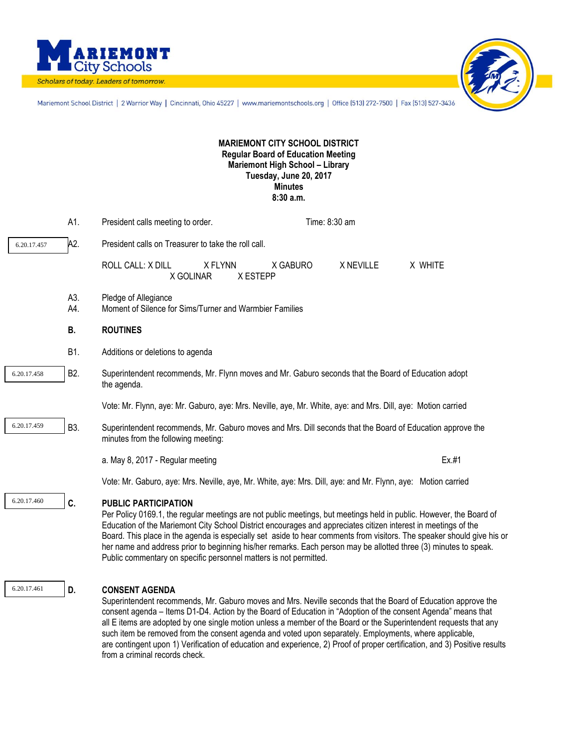Mariemont City Schools

*Scholars of today. Leaders of tomorrow.*

Mariemont School District | 2 Warrior Way | Cincinnati, Ohio 45227 | www.mariemontschools.org | Office (513) 272-7500 | Fax (513) 527-3436

**MARIEMONT CITY SCHOOL DISTRICT**
**Regular Board of Education Meeting**
**Mariemont High School – Library**
**Tuesday, June 20, 2017**
**Minutes**
**8:30 a.m.**

A1. President calls meeting to order. Time: 8:30 am

6.20.17.457 A2. President calls on Treasurer to take the roll call.

ROLL CALL: X DILL X FLYNN X GABURO X NEVILLE X WHITE X GOLINAR X ESTEPP

A3. Pledge of Allegiance

A4. Moment of Silence for Sims/Turner and Warmbier Families

**B. ROUTINES**

B1. Additions or deletions to agenda

6.20.17.458 B2. Superintendent recommends, Mr. Flynn moves and Mr. Gaburo seconds that the Board of Education adopt the agenda.

Vote: Mr. Flynn, aye: Mr. Gaburo, aye: Mrs. Neville, aye, Mr. White, aye: and Mrs. Dill, aye: Motion carried

6.20.17.459 B3. Superintendent recommends, Mr. Gaburo moves and Mrs. Dill seconds that the Board of Education approve the minutes from the following meeting:

a. May 8, 2017 - Regular meeting Ex.#1

Vote: Mr. Gaburo, aye: Mrs. Neville, aye, Mr. White, aye: Mrs. Dill, aye: and Mr. Flynn, aye: Motion carried

6.20.17.460 **C. PUBLIC PARTICIPATION**

Per Policy 0169.1, the regular meetings are not public meetings, but meetings held in public. However, the Board of Education of the Mariemont City School District encourages and appreciates citizen interest in meetings of the Board. This place in the agenda is especially set aside to hear comments from visitors. The speaker should give his or her name and address prior to beginning his/her remarks. Each person may be allotted three (3) minutes to speak. Public commentary on specific personnel matters is not permitted.

6.20.17.461 **D. CONSENT AGENDA**

Superintendent recommends, Mr. Gaburo moves and Mrs. Neville seconds that the Board of Education approve the consent agenda – Items D1-D4. Action by the Board of Education in "Adoption of the consent Agenda" means that all E items are adopted by one single motion unless a member of the Board or the Superintendent requests that any such item be removed from the consent agenda and voted upon separately. Employments, where applicable, are contingent upon 1) Verification of education and experience, 2) Proof of proper certification, and 3) Positive results from a criminal records check.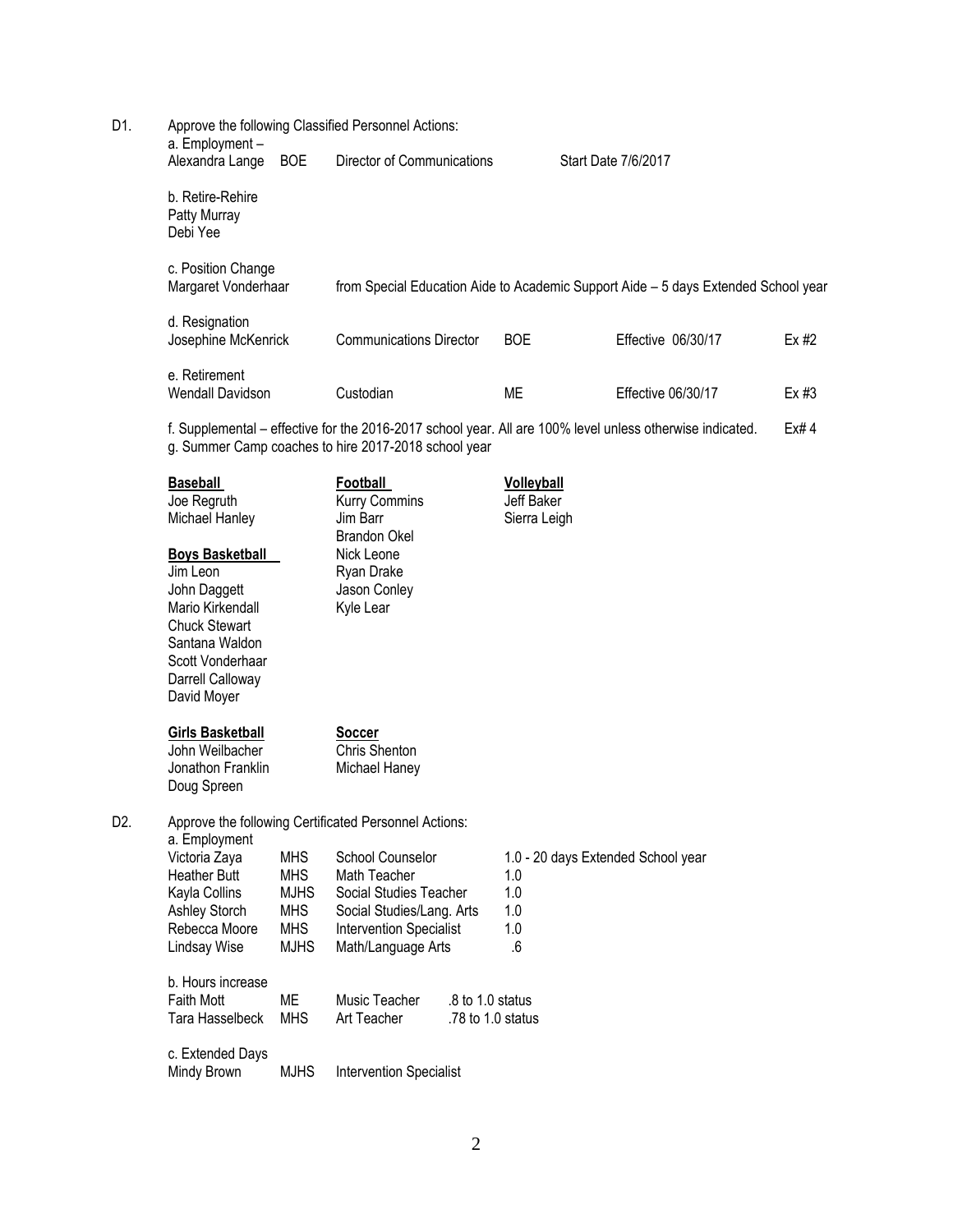D1. Approve the following Classified Personnel Actions:

a. Employment –

| Name | Location | Position | Details | |
|---|---|---|---|---|
| Alexandra Lange | BOE | Director of Communications | Start Date 7/6/2017 | |

b. Retire-Rehire

Patty Murray
Debi Yee

c. Position Change

Margaret Vonderhaar — from Special Education Aide to Academic Support Aide – 5 days Extended School year

d. Resignation

| Name | Position | Location | Effective | Exhibit |
|---|---|---|---|---|
| Josephine McKenrick | Communications Director | BOE | Effective 06/30/17 | Ex #2 |

e. Retirement

| Name | Position | Location | Effective | Exhibit |
|---|---|---|---|---|
| Wendall Davidson | Custodian | ME | Effective 06/30/17 | Ex #3 |

f. Supplemental – effective for the 2016-2017 school year. All are 100% level unless otherwise indicated. Ex# 4

g. Summer Camp coaches to hire 2017-2018 school year

**Baseball**
Joe Regruth
Michael Hanley

**Football**
Kurry Commins
Jim Barr
Brandon Okel
Nick Leone
Ryan Drake
Jason Conley
Kyle Lear

**Volleyball**
Jeff Baker
Sierra Leigh

**Boys Basketball**
Jim Leon
John Daggett
Mario Kirkendall
Chuck Stewart
Santana Waldon
Scott Vonderhaar
Darrell Calloway
David Moyer

**Girls Basketball**
John Weilbacher
Jonathon Franklin
Doug Spreen

**Soccer**
Chris Shenton
Michael Haney

D2. Approve the following Certificated Personnel Actions:

a. Employment

| Name | Location | Position | FTE |
|---|---|---|---|
| Victoria Zaya | MHS | School Counselor | 1.0 - 20 days Extended School year |
| Heather Butt | MHS | Math Teacher | 1.0 |
| Kayla Collins | MJHS | Social Studies Teacher | 1.0 |
| Ashley Storch | MHS | Social Studies/Lang. Arts | 1.0 |
| Rebecca Moore | MHS | Intervention Specialist | 1.0 |
| Lindsay Wise | MJHS | Math/Language Arts | .6 |

b. Hours increase

| Name | Location | Position | Status |
|---|---|---|---|
| Faith Mott | ME | Music Teacher | .8 to 1.0 status |
| Tara Hasselbeck | MHS | Art Teacher | .78 to 1.0 status |

c. Extended Days

| Name | Location | Position |
|---|---|---|
| Mindy Brown | MJHS | Intervention Specialist |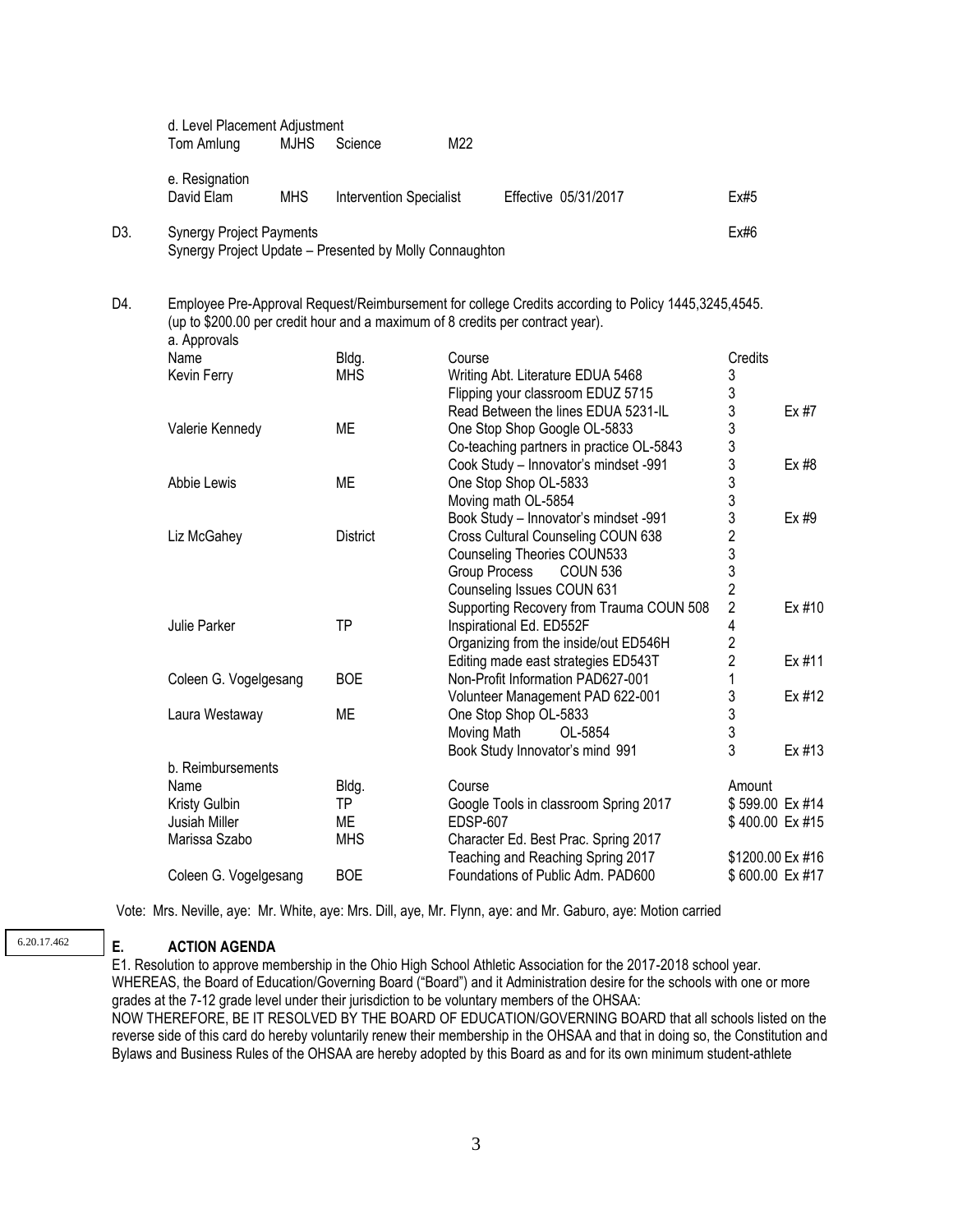d. Level Placement Adjustment

| | | | |
|---|---|---|---|
| Tom Amlung | MJHS | Science | M22 |

e. Resignation

| | | | | |
|---|---|---|---|---|
| David Elam | MHS | Intervention Specialist | Effective 05/31/2017 | Ex#5 |

D3. Synergy Project Payments — Ex#6
Synergy Project Update – Presented by Molly Connaughton

D4. Employee Pre-Approval Request/Reimbursement for college Credits according to Policy 1445,3245,4545. (up to $200.00 per credit hour and a maximum of 8 credits per contract year).

a. Approvals

| Name | Bldg. | Course | Credits | |
|---|---|---|---|---|
| Kevin Ferry | MHS | Writing Abt. Literature EDUA 5468 | 3 | |
| | | Flipping your classroom EDUZ 5715 | 3 | |
| | | Read Between the lines EDUA 5231-IL | 3 | Ex #7 |
| Valerie Kennedy | ME | One Stop Shop Google OL-5833 | 3 | |
| | | Co-teaching partners in practice OL-5843 | 3 | |
| | | Cook Study – Innovator's mindset -991 | 3 | Ex #8 |
| Abbie Lewis | ME | One Stop Shop OL-5833 | 3 | |
| | | Moving math OL-5854 | 3 | |
| | | Book Study – Innovator's mindset -991 | 3 | Ex #9 |
| Liz McGahey | District | Cross Cultural Counseling COUN 638 | 2 | |
| | | Counseling Theories COUN533 | 3 | |
| | | Group Process COUN 536 | 3 | |
| | | Counseling Issues COUN 631 | 2 | |
| | | Supporting Recovery from Trauma COUN 508 | 2 | Ex #10 |
| Julie Parker | TP | Inspirational Ed. ED552F | 4 | |
| | | Organizing from the inside/out ED546H | 2 | |
| | | Editing made east strategies ED543T | 2 | Ex #11 |
| Coleen G. Vogelgesang | BOE | Non-Profit Information PAD627-001 | 1 | |
| | | Volunteer Management PAD 622-001 | 3 | Ex #12 |
| Laura Westaway | ME | One Stop Shop OL-5833 | 3 | |
| | | Moving Math OL-5854 | 3 | |
| | | Book Study Innovator's mind 991 | 3 | Ex #13 |

b. Reimbursements

| Name | Bldg. | Course | Amount | |
|---|---|---|---|---|
| Kristy Gulbin | TP | Google Tools in classroom Spring 2017 | $ 599.00 | Ex #14 |
| Jusiah Miller | ME | EDSP-607 | $ 400.00 | Ex #15 |
| Marissa Szabo | MHS | Character Ed. Best Prac. Spring 2017 | | |
| | | Teaching and Reaching Spring 2017 | $1200.00 | Ex #16 |
| Coleen G. Vogelgesang | BOE | Foundations of Public Adm. PAD600 | $ 600.00 | Ex #17 |

Vote: Mrs. Neville, aye: Mr. White, aye: Mrs. Dill, aye, Mr. Flynn, aye: and Mr. Gaburo, aye: Motion carried

6.20.17.462

## E. ACTION AGENDA

E1. Resolution to approve membership in the Ohio High School Athletic Association for the 2017-2018 school year.

WHEREAS, the Board of Education/Governing Board ("Board") and it Administration desire for the schools with one or more grades at the 7-12 grade level under their jurisdiction to be voluntary members of the OHSAA:

NOW THEREFORE, BE IT RESOLVED BY THE BOARD OF EDUCATION/GOVERNING BOARD that all schools listed on the reverse side of this card do hereby voluntarily renew their membership in the OHSAA and that in doing so, the Constitution and Bylaws and Business Rules of the OHSAA are hereby adopted by this Board as and for its own minimum student-athlete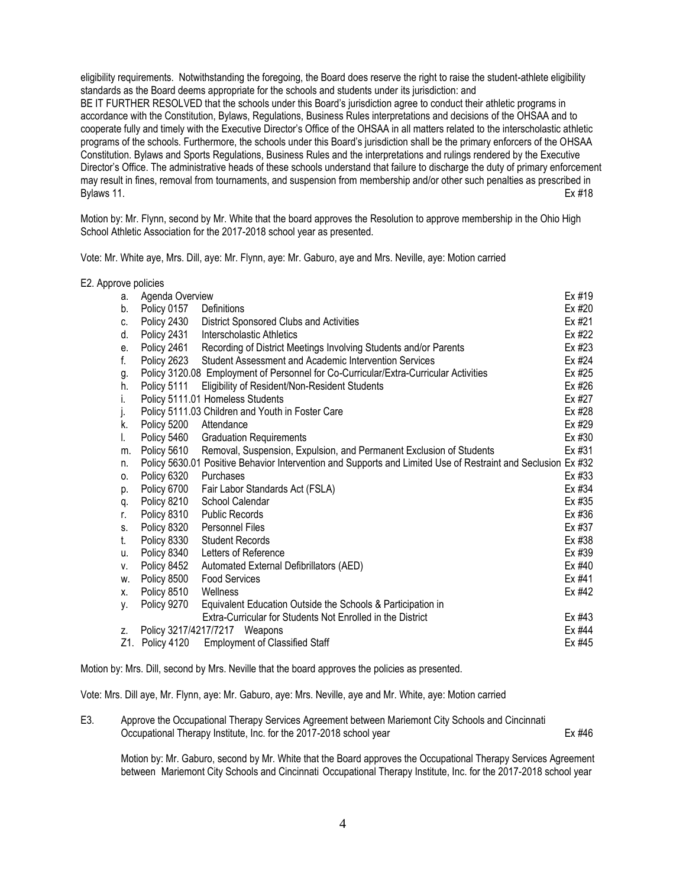eligibility requirements. Notwithstanding the foregoing, the Board does reserve the right to raise the student-athlete eligibility standards as the Board deems appropriate for the schools and students under its jurisdiction: and
BE IT FURTHER RESOLVED that the schools under this Board's jurisdiction agree to conduct their athletic programs in accordance with the Constitution, Bylaws, Regulations, Business Rules interpretations and decisions of the OHSAA and to cooperate fully and timely with the Executive Director's Office of the OHSAA in all matters related to the interscholastic athletic programs of the schools. Furthermore, the schools under this Board's jurisdiction shall be the primary enforcers of the OHSAA Constitution. Bylaws and Sports Regulations, Business Rules and the interpretations and rulings rendered by the Executive Director's Office. The administrative heads of these schools understand that failure to discharge the duty of primary enforcement may result in fines, removal from tournaments, and suspension from membership and/or other such penalties as prescribed in Bylaws 11. Ex #18

Motion by: Mr. Flynn, second by Mr. White that the board approves the Resolution to approve membership in the Ohio High School Athletic Association for the 2017-2018 school year as presented.

Vote: Mr. White aye, Mrs. Dill, aye: Mr. Flynn, aye: Mr. Gaburo, aye and Mrs. Neville, aye: Motion carried

E2. Approve policies

| | | | |
|---|---|---|---|
| a. | Agenda Overview | | Ex #19 |
| b. | Policy 0157 | Definitions | Ex #20 |
| c. | Policy 2430 | District Sponsored Clubs and Activities | Ex #21 |
| d. | Policy 2431 | Interscholastic Athletics | Ex #22 |
| e. | Policy 2461 | Recording of District Meetings Involving Students and/or Parents | Ex #23 |
| f. | Policy 2623 | Student Assessment and Academic Intervention Services | Ex #24 |
| g. | Policy 3120.08 | Employment of Personnel for Co-Curricular/Extra-Curricular Activities | Ex #25 |
| h. | Policy 5111 | Eligibility of Resident/Non-Resident Students | Ex #26 |
| i. | Policy 5111.01 | Homeless Students | Ex #27 |
| j. | Policy 5111.03 | Children and Youth in Foster Care | Ex #28 |
| k. | Policy 5200 | Attendance | Ex #29 |
| l. | Policy 5460 | Graduation Requirements | Ex #30 |
| m. | Policy 5610 | Removal, Suspension, Expulsion, and Permanent Exclusion of Students | Ex #31 |
| n. | Policy 5630.01 | Positive Behavior Intervention and Supports and Limited Use of Restraint and Seclusion | Ex #32 |
| o. | Policy 6320 | Purchases | Ex #33 |
| p. | Policy 6700 | Fair Labor Standards Act (FSLA) | Ex #34 |
| q. | Policy 8210 | School Calendar | Ex #35 |
| r. | Policy 8310 | Public Records | Ex #36 |
| s. | Policy 8320 | Personnel Files | Ex #37 |
| t. | Policy 8330 | Student Records | Ex #38 |
| u. | Policy 8340 | Letters of Reference | Ex #39 |
| v. | Policy 8452 | Automated External Defibrillators (AED) | Ex #40 |
| w. | Policy 8500 | Food Services | Ex #41 |
| x. | Policy 8510 | Wellness | Ex #42 |
| y. | Policy 9270 | Equivalent Education Outside the Schools & Participation in Extra-Curricular for Students Not Enrolled in the District | Ex #43 |
| z. | Policy 3217/4217/7217 | Weapons | Ex #44 |
| Z1. | Policy 4120 | Employment of Classified Staff | Ex #45 |

Motion by: Mrs. Dill, second by Mrs. Neville that the board approves the policies as presented.

Vote: Mrs. Dill aye, Mr. Flynn, aye: Mr. Gaburo, aye: Mrs. Neville, aye and Mr. White, aye: Motion carried

E3. Approve the Occupational Therapy Services Agreement between Mariemont City Schools and Cincinnati Occupational Therapy Institute, Inc. for the 2017-2018 school year Ex #46

Motion by: Mr. Gaburo, second by Mr. White that the Board approves the Occupational Therapy Services Agreement between Mariemont City Schools and Cincinnati Occupational Therapy Institute, Inc. for the 2017-2018 school year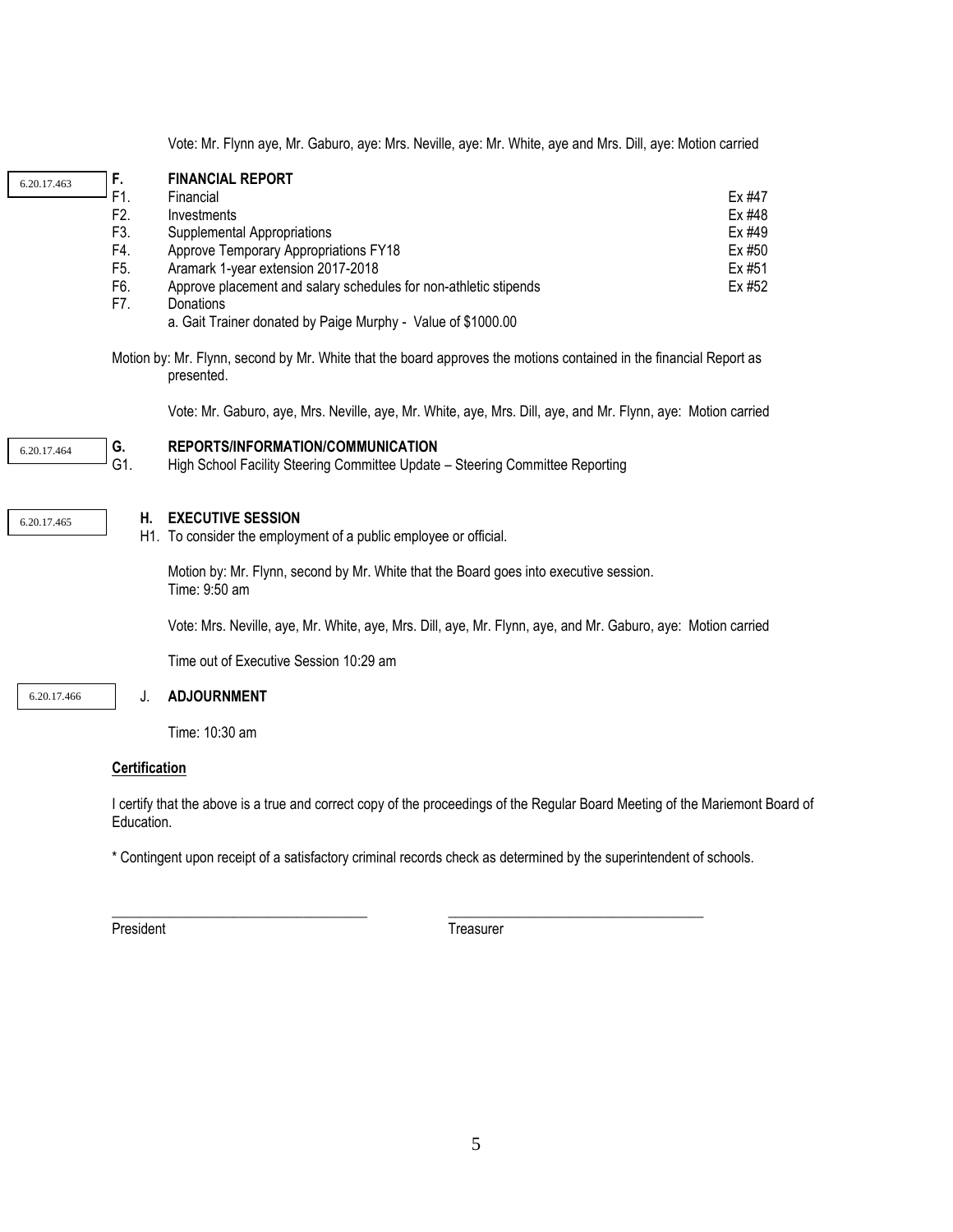Vote: Mr. Flynn aye, Mr. Gaburo, aye: Mrs. Neville, aye: Mr. White, aye and Mrs. Dill, aye: Motion carried

6.20.17.463

**F. FINANCIAL REPORT**

| | | |
|---|---|---|
| F1. | Financial | Ex #47 |
| F2. | Investments | Ex #48 |
| F3. | Supplemental Appropriations | Ex #49 |
| F4. | Approve Temporary Appropriations FY18 | Ex #50 |
| F5. | Aramark 1-year extension 2017-2018 | Ex #51 |
| F6. | Approve placement and salary schedules for non-athletic stipends | Ex #52 |
| F7. | Donations<br>a. Gait Trainer donated by Paige Murphy - Value of $1000.00 | |

Motion by: Mr. Flynn, second by Mr. White that the board approves the motions contained in the financial Report as presented.

Vote: Mr. Gaburo, aye, Mrs. Neville, aye, Mr. White, aye, Mrs. Dill, aye, and Mr. Flynn, aye: Motion carried

6.20.17.464

**G. REPORTS/INFORMATION/COMMUNICATION**

G1. High School Facility Steering Committee Update – Steering Committee Reporting

6.20.17.465

**H. EXECUTIVE SESSION**

H1. To consider the employment of a public employee or official.

Motion by: Mr. Flynn, second by Mr. White that the Board goes into executive session.
Time: 9:50 am

Vote: Mrs. Neville, aye, Mr. White, aye, Mrs. Dill, aye, Mr. Flynn, aye, and Mr. Gaburo, aye: Motion carried

Time out of Executive Session 10:29 am

6.20.17.466

**J. ADJOURNMENT**

Time: 10:30 am

**Certification**

I certify that the above is a true and correct copy of the proceedings of the Regular Board Meeting of the Mariemont Board of Education.

* Contingent upon receipt of a satisfactory criminal records check as determined by the superintendent of schools.

_____________________________________ _____________________________________

President Treasurer